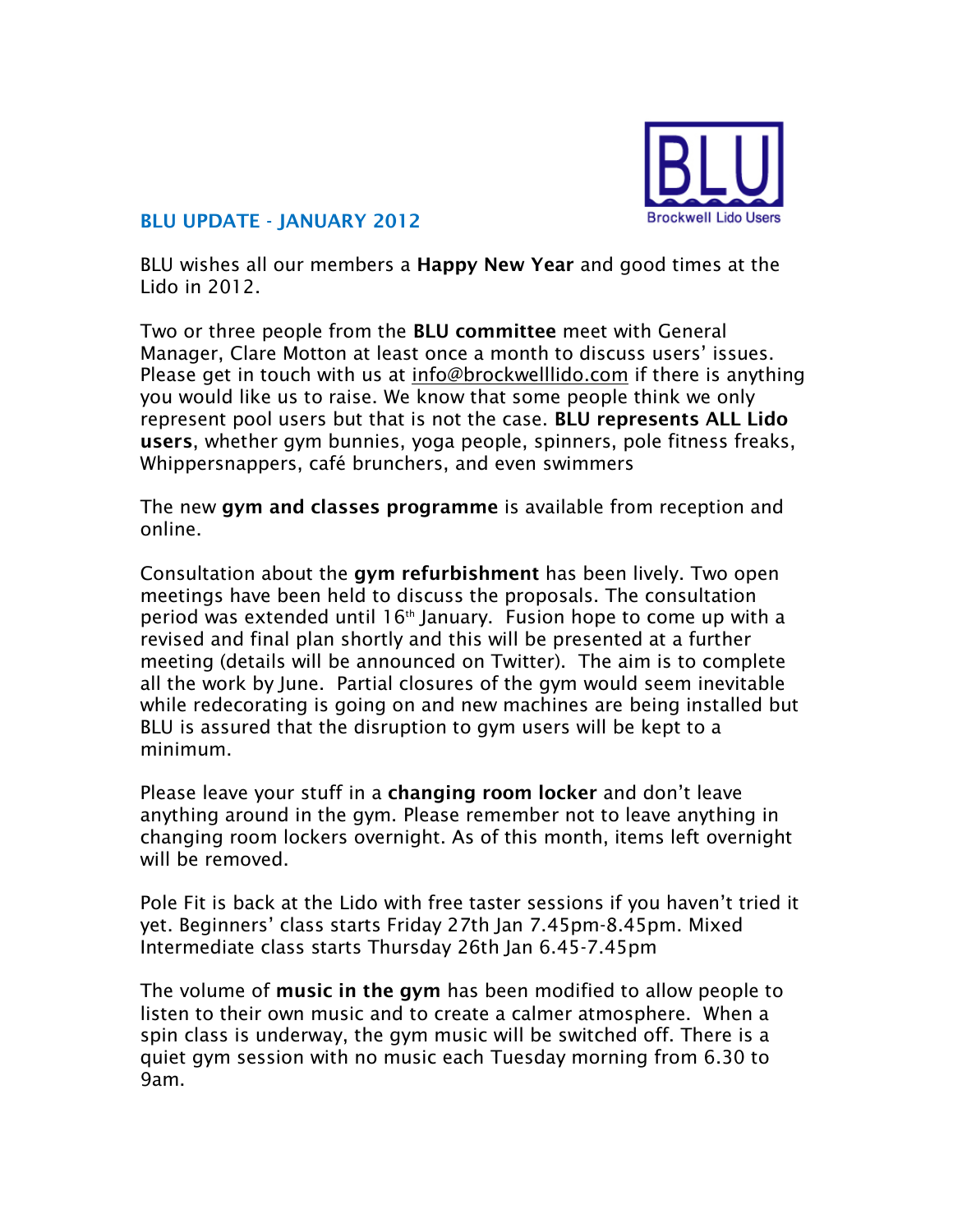BLU

Brockwell Lido Users

## BLU UPDATE - JANUARY 2012

BLU wishes all our members a **Happy New Year** and good times at the Lido in 2012.

Two or three people from the **BLU committee** meet with General Manager, Clare Motton at least once a month to discuss users' issues. Please get in touch with us at info@brockwelllido.com if there is anything you would like us to raise. We know that some people think we only represent pool users but that is not the case. **BLU represents ALL Lido users**, whether gym bunnies, yoga people, spinners, pole fitness freaks, Whippersnappers, café brunchers, and even swimmers

The new **gym and classes programme** is available from reception and online.

Consultation about the **gym refurbishment** has been lively. Two open meetings have been held to discuss the proposals. The consultation period was extended until 16th January. Fusion hope to come up with a revised and final plan shortly and this will be presented at a further meeting (details will be announced on Twitter). The aim is to complete all the work by June. Partial closures of the gym would seem inevitable while redecorating is going on and new machines are being installed but BLU is assured that the disruption to gym users will be kept to a minimum.

Please leave your stuff in a **changing room locker** and don't leave anything around in the gym. Please remember not to leave anything in changing room lockers overnight. As of this month, items left overnight will be removed.

Pole Fit is back at the Lido with free taster sessions if you haven't tried it yet. Beginners' class starts Friday 27th Jan 7.45pm-8.45pm. Mixed Intermediate class starts Thursday 26th Jan 6.45-7.45pm

The volume of **music in the gym** has been modified to allow people to listen to their own music and to create a calmer atmosphere. When a spin class is underway, the gym music will be switched off. There is a quiet gym session with no music each Tuesday morning from 6.30 to 9am.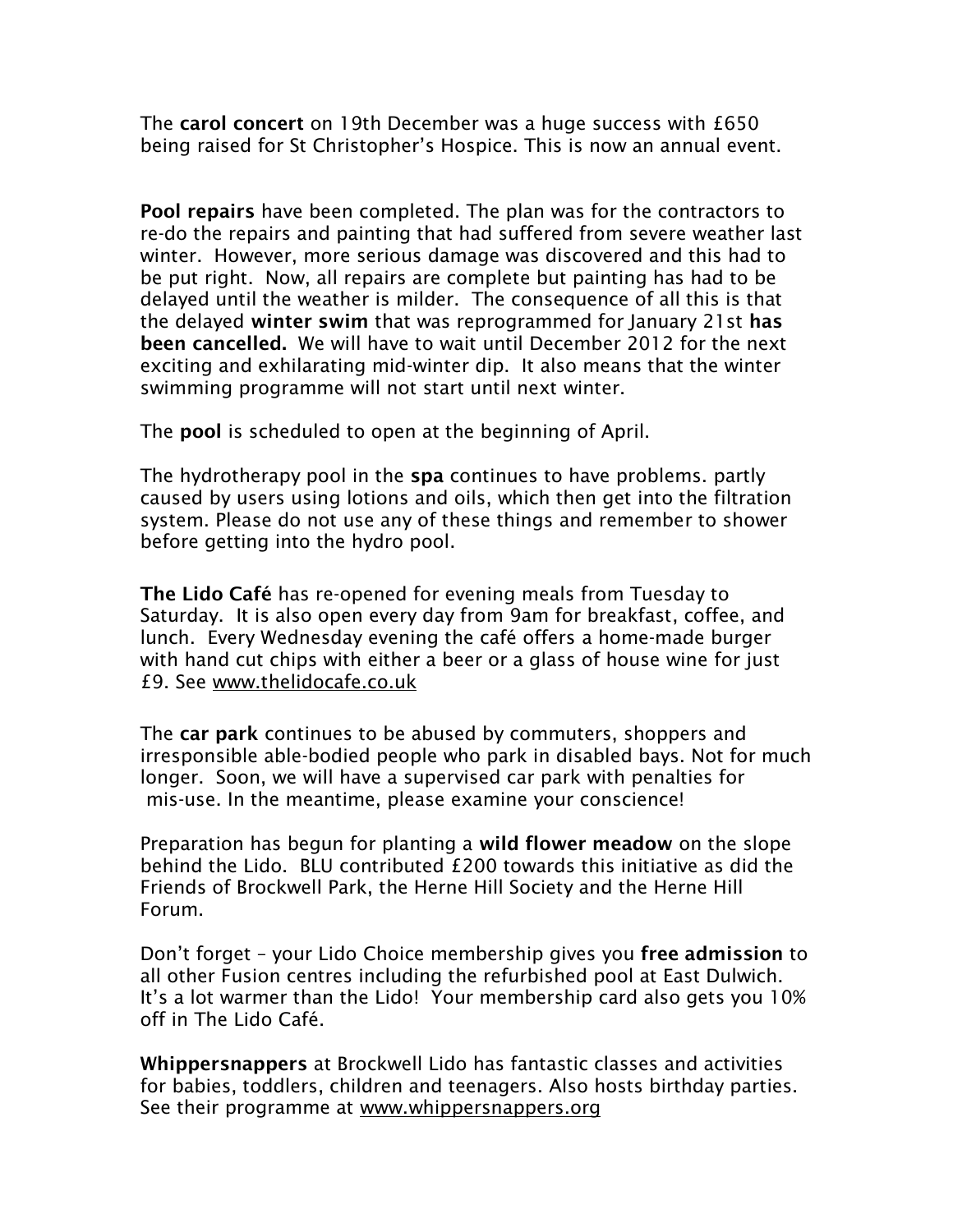The **carol concert** on 19th December was a huge success with £650 being raised for St Christopher's Hospice. This is now an annual event.

**Pool repairs** have been completed. The plan was for the contractors to re-do the repairs and painting that had suffered from severe weather last winter. However, more serious damage was discovered and this had to be put right. Now, all repairs are complete but painting has had to be delayed until the weather is milder. The consequence of all this is that the delayed **winter swim** that was reprogrammed for January 21st **has been cancelled.** We will have to wait until December 2012 for the next exciting and exhilarating mid-winter dip. It also means that the winter swimming programme will not start until next winter.

The **pool** is scheduled to open at the beginning of April.

The hydrotherapy pool in the **spa** continues to have problems. partly caused by users using lotions and oils, which then get into the filtration system. Please do not use any of these things and remember to shower before getting into the hydro pool.

**The Lido Café** has re-opened for evening meals from Tuesday to Saturday. It is also open every day from 9am for breakfast, coffee, and lunch. Every Wednesday evening the café offers a home-made burger with hand cut chips with either a beer or a glass of house wine for just £9. See www.thelidocafe.co.uk

The **car park** continues to be abused by commuters, shoppers and irresponsible able-bodied people who park in disabled bays. Not for much longer. Soon, we will have a supervised car park with penalties for mis-use. In the meantime, please examine your conscience!

Preparation has begun for planting a **wild flower meadow** on the slope behind the Lido. BLU contributed £200 towards this initiative as did the Friends of Brockwell Park, the Herne Hill Society and the Herne Hill Forum.

Don't forget – your Lido Choice membership gives you **free admission** to all other Fusion centres including the refurbished pool at East Dulwich. It's a lot warmer than the Lido! Your membership card also gets you 10% off in The Lido Café.

**Whippersnappers** at Brockwell Lido has fantastic classes and activities for babies, toddlers, children and teenagers. Also hosts birthday parties. See their programme at www.whippersnappers.org